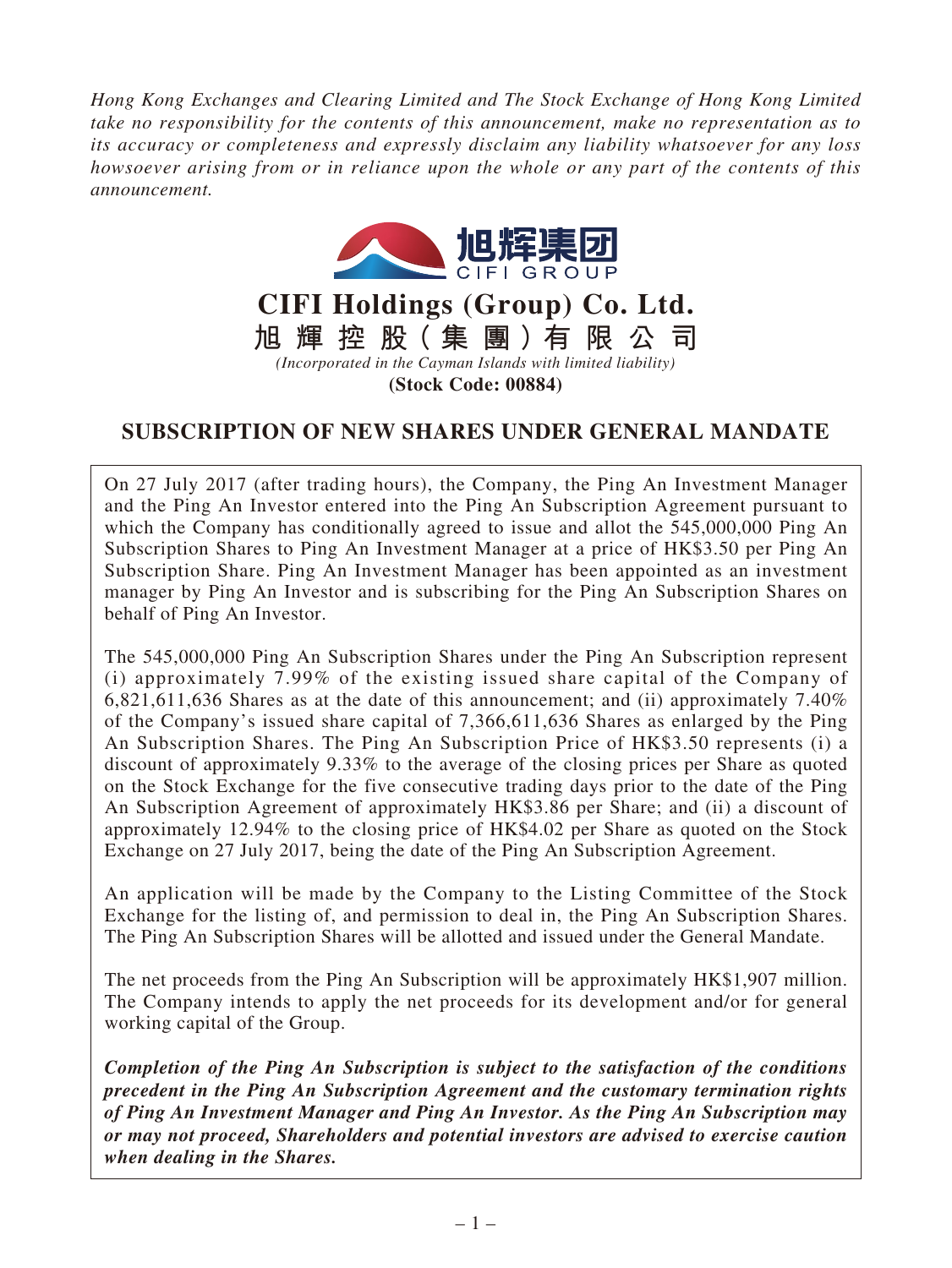*Hong Kong Exchanges and Clearing Limited and The Stock Exchange of Hong Kong Limited take no responsibility for the contents of this announcement, make no representation as to its accuracy or completeness and expressly disclaim any liability whatsoever for any loss howsoever arising from or in reliance upon the whole or any part of the contents of this announcement.*

旭辉集团
CIFI GROUP

# CIFI Holdings (Group) Co. Ltd.
# 旭 輝 控 股（集 團）有 限 公 司

*(Incorporated in the Cayman Islands with limited liability)*

**(Stock Code: 00884)**

## SUBSCRIPTION OF NEW SHARES UNDER GENERAL MANDATE

On 27 July 2017 (after trading hours), the Company, the Ping An Investment Manager and the Ping An Investor entered into the Ping An Subscription Agreement pursuant to which the Company has conditionally agreed to issue and allot the 545,000,000 Ping An Subscription Shares to Ping An Investment Manager at a price of HK$3.50 per Ping An Subscription Share. Ping An Investment Manager has been appointed as an investment manager by Ping An Investor and is subscribing for the Ping An Subscription Shares on behalf of Ping An Investor.

The 545,000,000 Ping An Subscription Shares under the Ping An Subscription represent (i) approximately 7.99% of the existing issued share capital of the Company of 6,821,611,636 Shares as at the date of this announcement; and (ii) approximately 7.40% of the Company's issued share capital of 7,366,611,636 Shares as enlarged by the Ping An Subscription Shares. The Ping An Subscription Price of HK$3.50 represents (i) a discount of approximately 9.33% to the average of the closing prices per Share as quoted on the Stock Exchange for the five consecutive trading days prior to the date of the Ping An Subscription Agreement of approximately HK$3.86 per Share; and (ii) a discount of approximately 12.94% to the closing price of HK$4.02 per Share as quoted on the Stock Exchange on 27 July 2017, being the date of the Ping An Subscription Agreement.

An application will be made by the Company to the Listing Committee of the Stock Exchange for the listing of, and permission to deal in, the Ping An Subscription Shares. The Ping An Subscription Shares will be allotted and issued under the General Mandate.

The net proceeds from the Ping An Subscription will be approximately HK$1,907 million. The Company intends to apply the net proceeds for its development and/or for general working capital of the Group.

***Completion of the Ping An Subscription is subject to the satisfaction of the conditions precedent in the Ping An Subscription Agreement and the customary termination rights of Ping An Investment Manager and Ping An Investor. As the Ping An Subscription may or may not proceed, Shareholders and potential investors are advised to exercise caution when dealing in the Shares.***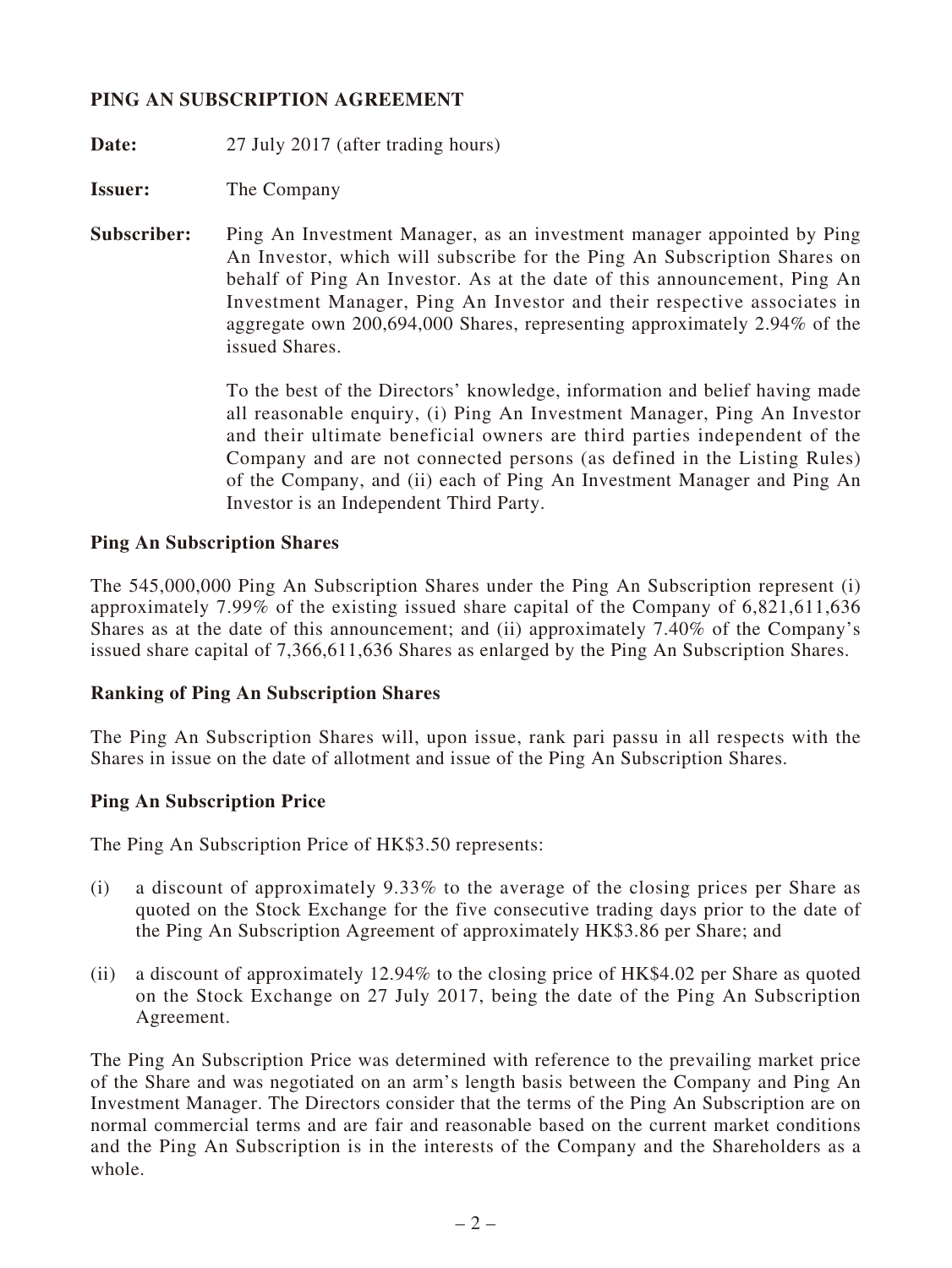## PING AN SUBSCRIPTION AGREEMENT

**Date:** 27 July 2017 (after trading hours)

**Issuer:** The Company

**Subscriber:** Ping An Investment Manager, as an investment manager appointed by Ping An Investor, which will subscribe for the Ping An Subscription Shares on behalf of Ping An Investor. As at the date of this announcement, Ping An Investment Manager, Ping An Investor and their respective associates in aggregate own 200,694,000 Shares, representing approximately 2.94% of the issued Shares.

To the best of the Directors' knowledge, information and belief having made all reasonable enquiry, (i) Ping An Investment Manager, Ping An Investor and their ultimate beneficial owners are third parties independent of the Company and are not connected persons (as defined in the Listing Rules) of the Company, and (ii) each of Ping An Investment Manager and Ping An Investor is an Independent Third Party.

### Ping An Subscription Shares

The 545,000,000 Ping An Subscription Shares under the Ping An Subscription represent (i) approximately 7.99% of the existing issued share capital of the Company of 6,821,611,636 Shares as at the date of this announcement; and (ii) approximately 7.40% of the Company's issued share capital of 7,366,611,636 Shares as enlarged by the Ping An Subscription Shares.

### Ranking of Ping An Subscription Shares

The Ping An Subscription Shares will, upon issue, rank pari passu in all respects with the Shares in issue on the date of allotment and issue of the Ping An Subscription Shares.

### Ping An Subscription Price

The Ping An Subscription Price of HK$3.50 represents:

(i) a discount of approximately 9.33% to the average of the closing prices per Share as quoted on the Stock Exchange for the five consecutive trading days prior to the date of the Ping An Subscription Agreement of approximately HK$3.86 per Share; and

(ii) a discount of approximately 12.94% to the closing price of HK$4.02 per Share as quoted on the Stock Exchange on 27 July 2017, being the date of the Ping An Subscription Agreement.

The Ping An Subscription Price was determined with reference to the prevailing market price of the Share and was negotiated on an arm's length basis between the Company and Ping An Investment Manager. The Directors consider that the terms of the Ping An Subscription are on normal commercial terms and are fair and reasonable based on the current market conditions and the Ping An Subscription is in the interests of the Company and the Shareholders as a whole.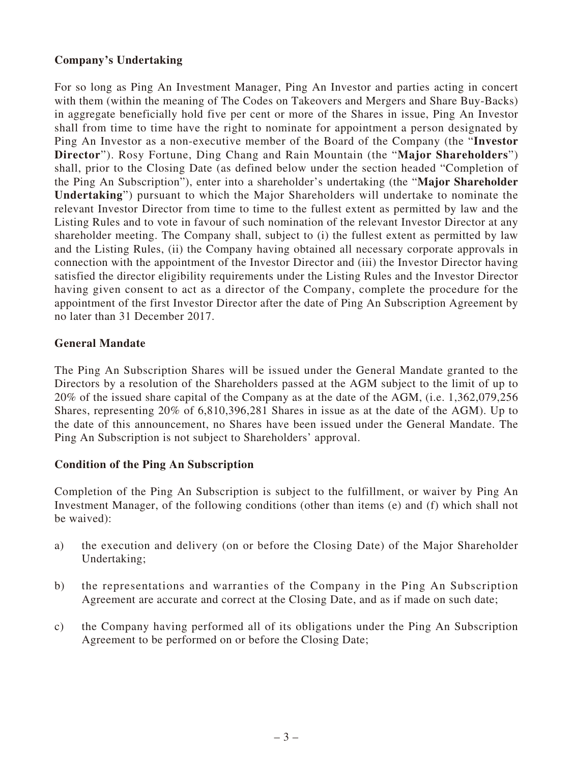**Company's Undertaking**

For so long as Ping An Investment Manager, Ping An Investor and parties acting in concert with them (within the meaning of The Codes on Takeovers and Mergers and Share Buy-Backs) in aggregate beneficially hold five per cent or more of the Shares in issue, Ping An Investor shall from time to time have the right to nominate for appointment a person designated by Ping An Investor as a non-executive member of the Board of the Company (the "**Investor Director**"). Rosy Fortune, Ding Chang and Rain Mountain (the "**Major Shareholders**") shall, prior to the Closing Date (as defined below under the section headed "Completion of the Ping An Subscription"), enter into a shareholder's undertaking (the "**Major Shareholder Undertaking**") pursuant to which the Major Shareholders will undertake to nominate the relevant Investor Director from time to time to the fullest extent as permitted by law and the Listing Rules and to vote in favour of such nomination of the relevant Investor Director at any shareholder meeting. The Company shall, subject to (i) the fullest extent as permitted by law and the Listing Rules, (ii) the Company having obtained all necessary corporate approvals in connection with the appointment of the Investor Director and (iii) the Investor Director having satisfied the director eligibility requirements under the Listing Rules and the Investor Director having given consent to act as a director of the Company, complete the procedure for the appointment of the first Investor Director after the date of Ping An Subscription Agreement by no later than 31 December 2017.

**General Mandate**

The Ping An Subscription Shares will be issued under the General Mandate granted to the Directors by a resolution of the Shareholders passed at the AGM subject to the limit of up to 20% of the issued share capital of the Company as at the date of the AGM, (i.e. 1,362,079,256 Shares, representing 20% of 6,810,396,281 Shares in issue as at the date of the AGM). Up to the date of this announcement, no Shares have been issued under the General Mandate. The Ping An Subscription is not subject to Shareholders' approval.

**Condition of the Ping An Subscription**

Completion of the Ping An Subscription is subject to the fulfillment, or waiver by Ping An Investment Manager, of the following conditions (other than items (e) and (f) which shall not be waived):

a) the execution and delivery (on or before the Closing Date) of the Major Shareholder Undertaking;

b) the representations and warranties of the Company in the Ping An Subscription Agreement are accurate and correct at the Closing Date, and as if made on such date;

c) the Company having performed all of its obligations under the Ping An Subscription Agreement to be performed on or before the Closing Date;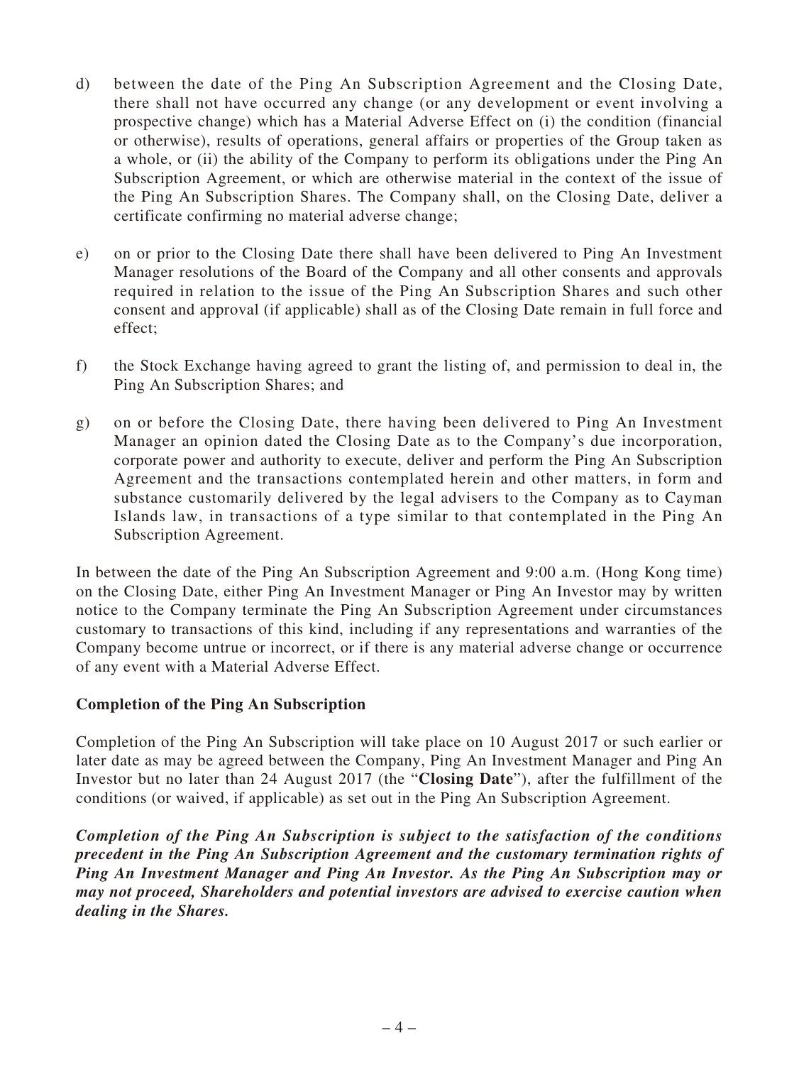d) between the date of the Ping An Subscription Agreement and the Closing Date, there shall not have occurred any change (or any development or event involving a prospective change) which has a Material Adverse Effect on (i) the condition (financial or otherwise), results of operations, general affairs or properties of the Group taken as a whole, or (ii) the ability of the Company to perform its obligations under the Ping An Subscription Agreement, or which are otherwise material in the context of the issue of the Ping An Subscription Shares. The Company shall, on the Closing Date, deliver a certificate confirming no material adverse change;

e) on or prior to the Closing Date there shall have been delivered to Ping An Investment Manager resolutions of the Board of the Company and all other consents and approvals required in relation to the issue of the Ping An Subscription Shares and such other consent and approval (if applicable) shall as of the Closing Date remain in full force and effect;

f) the Stock Exchange having agreed to grant the listing of, and permission to deal in, the Ping An Subscription Shares; and

g) on or before the Closing Date, there having been delivered to Ping An Investment Manager an opinion dated the Closing Date as to the Company's due incorporation, corporate power and authority to execute, deliver and perform the Ping An Subscription Agreement and the transactions contemplated herein and other matters, in form and substance customarily delivered by the legal advisers to the Company as to Cayman Islands law, in transactions of a type similar to that contemplated in the Ping An Subscription Agreement.

In between the date of the Ping An Subscription Agreement and 9:00 a.m. (Hong Kong time) on the Closing Date, either Ping An Investment Manager or Ping An Investor may by written notice to the Company terminate the Ping An Subscription Agreement under circumstances customary to transactions of this kind, including if any representations and warranties of the Company become untrue or incorrect, or if there is any material adverse change or occurrence of any event with a Material Adverse Effect.

**Completion of the Ping An Subscription**

Completion of the Ping An Subscription will take place on 10 August 2017 or such earlier or later date as may be agreed between the Company, Ping An Investment Manager and Ping An Investor but no later than 24 August 2017 (the "**Closing Date**"), after the fulfillment of the conditions (or waived, if applicable) as set out in the Ping An Subscription Agreement.

***Completion of the Ping An Subscription is subject to the satisfaction of the conditions precedent in the Ping An Subscription Agreement and the customary termination rights of Ping An Investment Manager and Ping An Investor. As the Ping An Subscription may or may not proceed, Shareholders and potential investors are advised to exercise caution when dealing in the Shares.***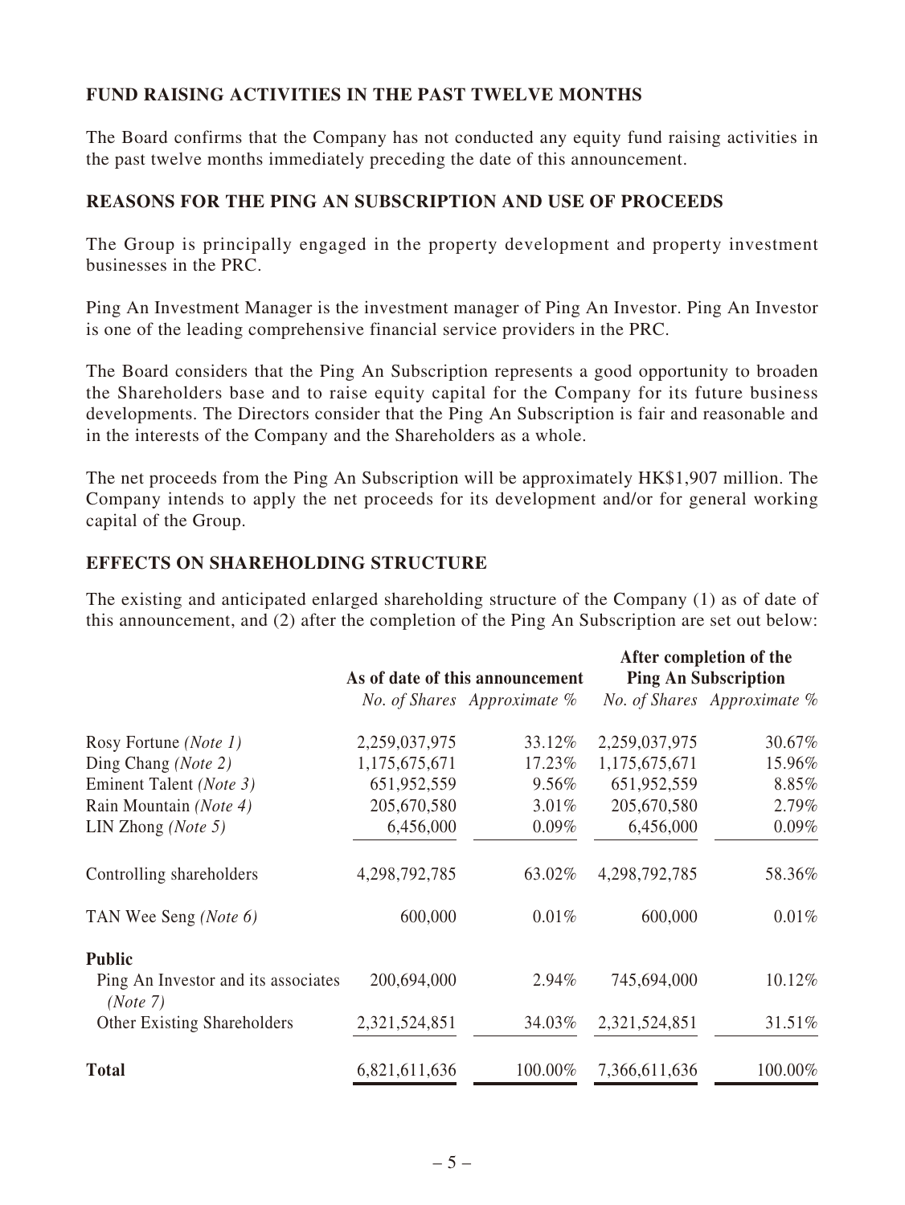## FUND RAISING ACTIVITIES IN THE PAST TWELVE MONTHS

The Board confirms that the Company has not conducted any equity fund raising activities in the past twelve months immediately preceding the date of this announcement.

## REASONS FOR THE PING AN SUBSCRIPTION AND USE OF PROCEEDS

The Group is principally engaged in the property development and property investment businesses in the PRC.

Ping An Investment Manager is the investment manager of Ping An Investor. Ping An Investor is one of the leading comprehensive financial service providers in the PRC.

The Board considers that the Ping An Subscription represents a good opportunity to broaden the Shareholders base and to raise equity capital for the Company for its future business developments. The Directors consider that the Ping An Subscription is fair and reasonable and in the interests of the Company and the Shareholders as a whole.

The net proceeds from the Ping An Subscription will be approximately HK$1,907 million. The Company intends to apply the net proceeds for its development and/or for general working capital of the Group.

## EFFECTS ON SHAREHOLDING STRUCTURE

The existing and anticipated enlarged shareholding structure of the Company (1) as of date of this announcement, and (2) after the completion of the Ping An Subscription are set out below:

| | As of date of this announcement | | After completion of the Ping An Subscription | |
|---|---|---|---|---|
| | *No. of Shares* | *Approximate %* | *No. of Shares* | *Approximate %* |
| Rosy Fortune *(Note 1)* | 2,259,037,975 | 33.12% | 2,259,037,975 | 30.67% |
| Ding Chang *(Note 2)* | 1,175,675,671 | 17.23% | 1,175,675,671 | 15.96% |
| Eminent Talent *(Note 3)* | 651,952,559 | 9.56% | 651,952,559 | 8.85% |
| Rain Mountain *(Note 4)* | 205,670,580 | 3.01% | 205,670,580 | 2.79% |
| LIN Zhong *(Note 5)* | 6,456,000 | 0.09% | 6,456,000 | 0.09% |
| Controlling shareholders | 4,298,792,785 | 63.02% | 4,298,792,785 | 58.36% |
| TAN Wee Seng *(Note 6)* | 600,000 | 0.01% | 600,000 | 0.01% |
| **Public** | | | | |
| Ping An Investor and its associates *(Note 7)* | 200,694,000 | 2.94% | 745,694,000 | 10.12% |
| Other Existing Shareholders | 2,321,524,851 | 34.03% | 2,321,524,851 | 31.51% |
| **Total** | 6,821,611,636 | 100.00% | 7,366,611,636 | 100.00% |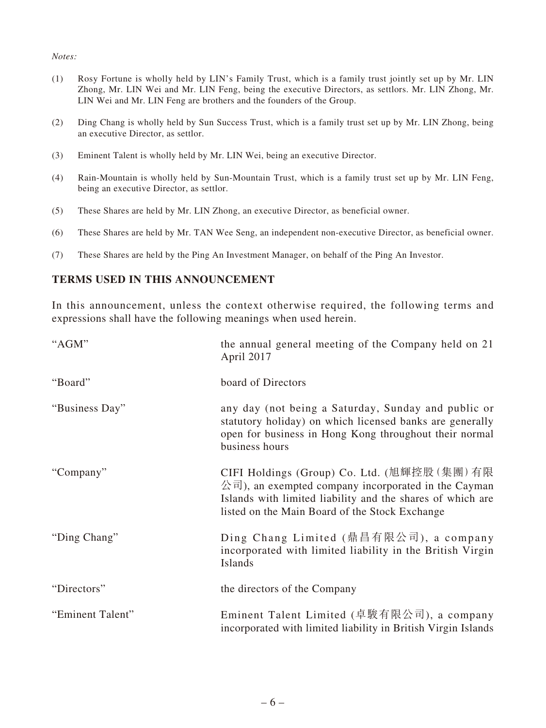*Notes:*

(1) Rosy Fortune is wholly held by LIN's Family Trust, which is a family trust jointly set up by Mr. LIN Zhong, Mr. LIN Wei and Mr. LIN Feng, being the executive Directors, as settlors. Mr. LIN Zhong, Mr. LIN Wei and Mr. LIN Feng are brothers and the founders of the Group.

(2) Ding Chang is wholly held by Sun Success Trust, which is a family trust set up by Mr. LIN Zhong, being an executive Director, as settlor.

(3) Eminent Talent is wholly held by Mr. LIN Wei, being an executive Director.

(4) Rain-Mountain is wholly held by Sun-Mountain Trust, which is a family trust set up by Mr. LIN Feng, being an executive Director, as settlor.

(5) These Shares are held by Mr. LIN Zhong, an executive Director, as beneficial owner.

(6) These Shares are held by Mr. TAN Wee Seng, an independent non-executive Director, as beneficial owner.

(7) These Shares are held by the Ping An Investment Manager, on behalf of the Ping An Investor.

## TERMS USED IN THIS ANNOUNCEMENT

In this announcement, unless the context otherwise required, the following terms and expressions shall have the following meanings when used herein.

| | |
|---|---|
| "AGM" | the annual general meeting of the Company held on 21 April 2017 |
| "Board" | board of Directors |
| "Business Day" | any day (not being a Saturday, Sunday and public or statutory holiday) on which licensed banks are generally open for business in Hong Kong throughout their normal business hours |
| "Company" | CIFI Holdings (Group) Co. Ltd. (旭輝控股(集團)有限公司), an exempted company incorporated in the Cayman Islands with limited liability and the shares of which are listed on the Main Board of the Stock Exchange |
| "Ding Chang" | Ding Chang Limited (鼎昌有限公司), a company incorporated with limited liability in the British Virgin Islands |
| "Directors" | the directors of the Company |
| "Eminent Talent" | Eminent Talent Limited (卓駿有限公司), a company incorporated with limited liability in British Virgin Islands |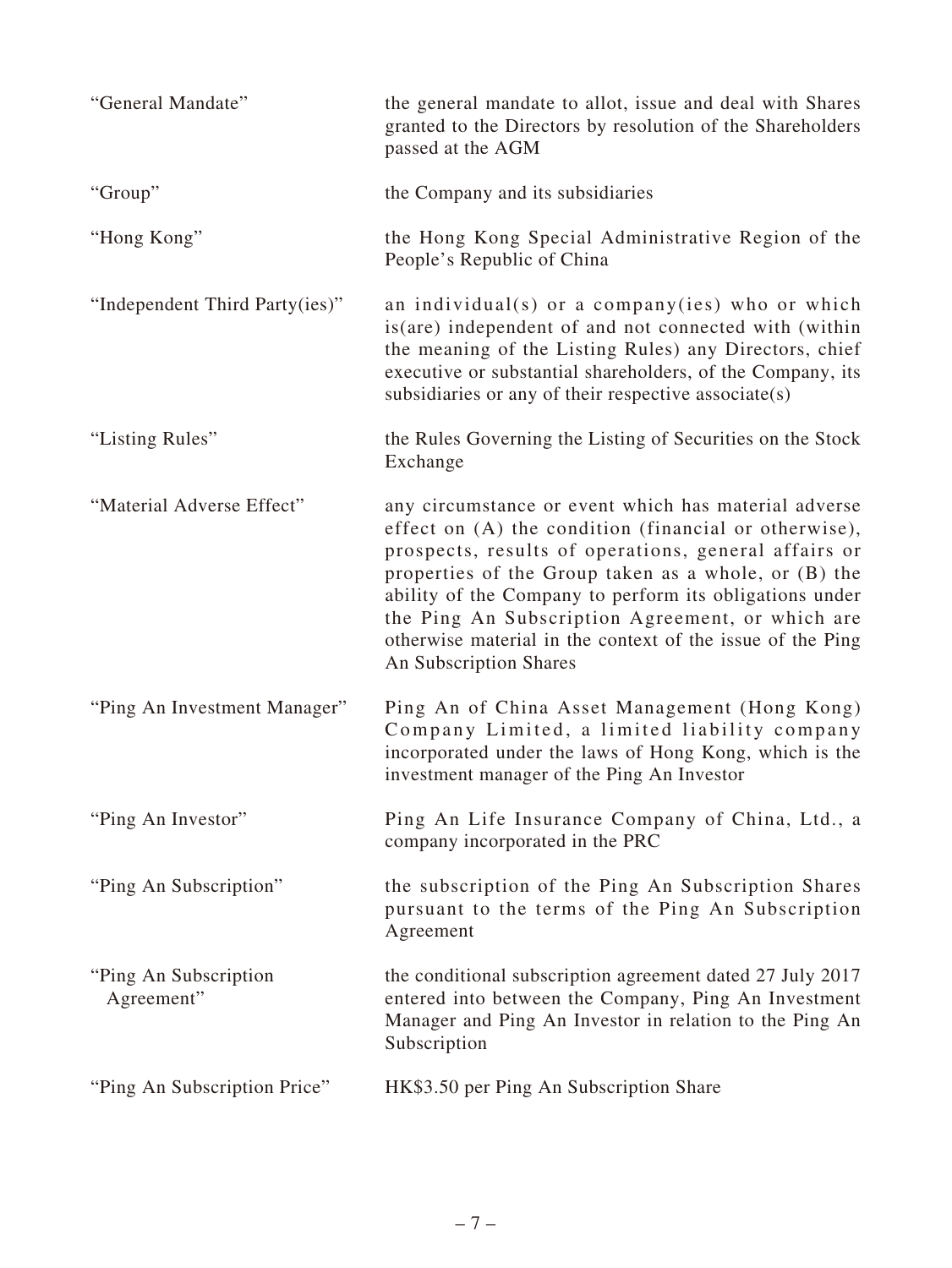| | |
|---|---|
| "General Mandate" | the general mandate to allot, issue and deal with Shares granted to the Directors by resolution of the Shareholders passed at the AGM |
| "Group" | the Company and its subsidiaries |
| "Hong Kong" | the Hong Kong Special Administrative Region of the People's Republic of China |
| "Independent Third Party(ies)" | an individual(s) or a company(ies) who or which is(are) independent of and not connected with (within the meaning of the Listing Rules) any Directors, chief executive or substantial shareholders, of the Company, its subsidiaries or any of their respective associate(s) |
| "Listing Rules" | the Rules Governing the Listing of Securities on the Stock Exchange |
| "Material Adverse Effect" | any circumstance or event which has material adverse effect on (A) the condition (financial or otherwise), prospects, results of operations, general affairs or properties of the Group taken as a whole, or (B) the ability of the Company to perform its obligations under the Ping An Subscription Agreement, or which are otherwise material in the context of the issue of the Ping An Subscription Shares |
| "Ping An Investment Manager" | Ping An of China Asset Management (Hong Kong) Company Limited, a limited liability company incorporated under the laws of Hong Kong, which is the investment manager of the Ping An Investor |
| "Ping An Investor" | Ping An Life Insurance Company of China, Ltd., a company incorporated in the PRC |
| "Ping An Subscription" | the subscription of the Ping An Subscription Shares pursuant to the terms of the Ping An Subscription Agreement |
| "Ping An Subscription Agreement" | the conditional subscription agreement dated 27 July 2017 entered into between the Company, Ping An Investment Manager and Ping An Investor in relation to the Ping An Subscription |
| "Ping An Subscription Price" | HK$3.50 per Ping An Subscription Share |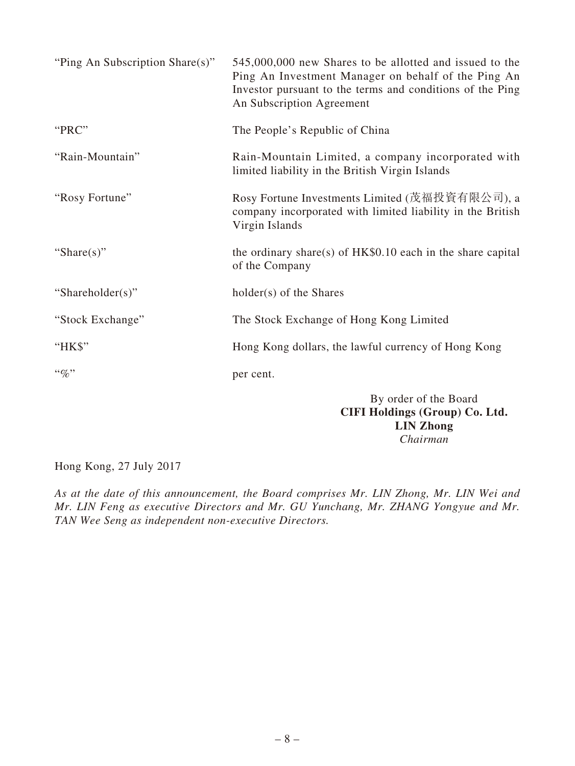| | |
|---|---|
| "Ping An Subscription Share(s)" | 545,000,000 new Shares to be allotted and issued to the Ping An Investment Manager on behalf of the Ping An Investor pursuant to the terms and conditions of the Ping An Subscription Agreement |
| "PRC" | The People's Republic of China |
| "Rain-Mountain" | Rain-Mountain Limited, a company incorporated with limited liability in the British Virgin Islands |
| "Rosy Fortune" | Rosy Fortune Investments Limited (茂福投資有限公司), a company incorporated with limited liability in the British Virgin Islands |
| "Share(s)" | the ordinary share(s) of HK$0.10 each in the share capital of the Company |
| "Shareholder(s)" | holder(s) of the Shares |
| "Stock Exchange" | The Stock Exchange of Hong Kong Limited |
| "HK$" | Hong Kong dollars, the lawful currency of Hong Kong |
| "%" | per cent. |

By order of the Board
**CIFI Holdings (Group) Co. Ltd.**
**LIN Zhong**
*Chairman*

Hong Kong, 27 July 2017

*As at the date of this announcement, the Board comprises Mr. LIN Zhong, Mr. LIN Wei and Mr. LIN Feng as executive Directors and Mr. GU Yunchang, Mr. ZHANG Yongyue and Mr. TAN Wee Seng as independent non-executive Directors.*